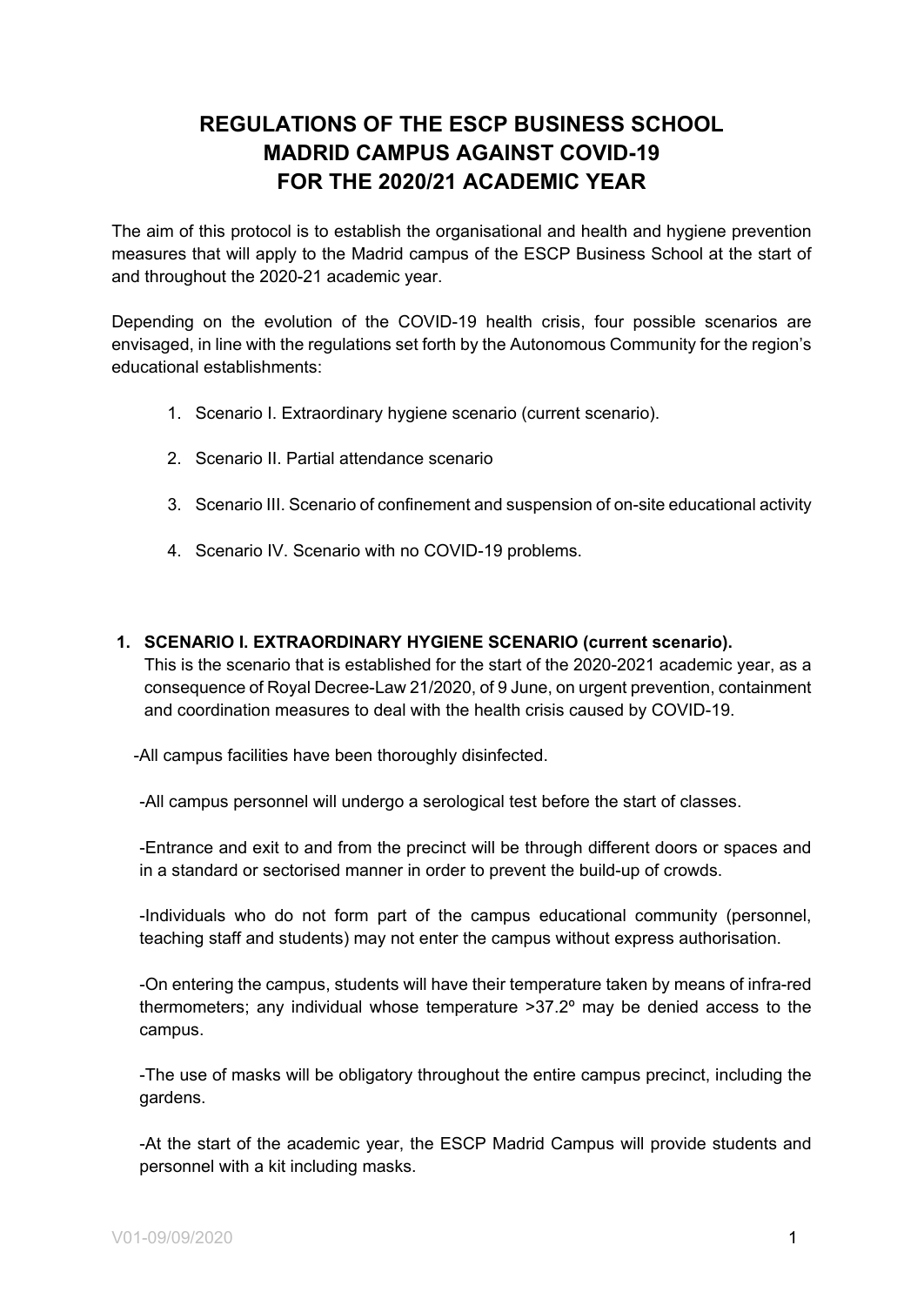# REGULATIONS OF THE ESCP BUSINESS SCHOOL MADRID CAMPUS AGAINST COVID-19 FOR THE 2020/21 ACADEMIC YEAR

The aim of this protocol is to establish the organisational and health and hygiene prevention measures that will apply to the Madrid campus of the ESCP Business School at the start of and throughout the 2020-21 academic year.

Depending on the evolution of the COVID-19 health crisis, four possible scenarios are envisaged, in line with the regulations set forth by the Autonomous Community for the region's educational establishments:

1. Scenario I. Extraordinary hygiene scenario (current scenario).
2. Scenario II. Partial attendance scenario
3. Scenario III. Scenario of confinement and suspension of on-site educational activity
4. Scenario IV. Scenario with no COVID-19 problems.

## 1. SCENARIO I. EXTRAORDINARY HYGIENE SCENARIO (current scenario).

This is the scenario that is established for the start of the 2020-2021 academic year, as a consequence of Royal Decree-Law 21/2020, of 9 June, on urgent prevention, containment and coordination measures to deal with the health crisis caused by COVID-19.

-All campus facilities have been thoroughly disinfected.

-All campus personnel will undergo a serological test before the start of classes.

-Entrance and exit to and from the precinct will be through different doors or spaces and in a standard or sectorised manner in order to prevent the build-up of crowds.

-Individuals who do not form part of the campus educational community (personnel, teaching staff and students) may not enter the campus without express authorisation.

-On entering the campus, students will have their temperature taken by means of infra-red thermometers; any individual whose temperature >37.2º may be denied access to the campus.

-The use of masks will be obligatory throughout the entire campus precinct, including the gardens.

-At the start of the academic year, the ESCP Madrid Campus will provide students and personnel with a kit including masks.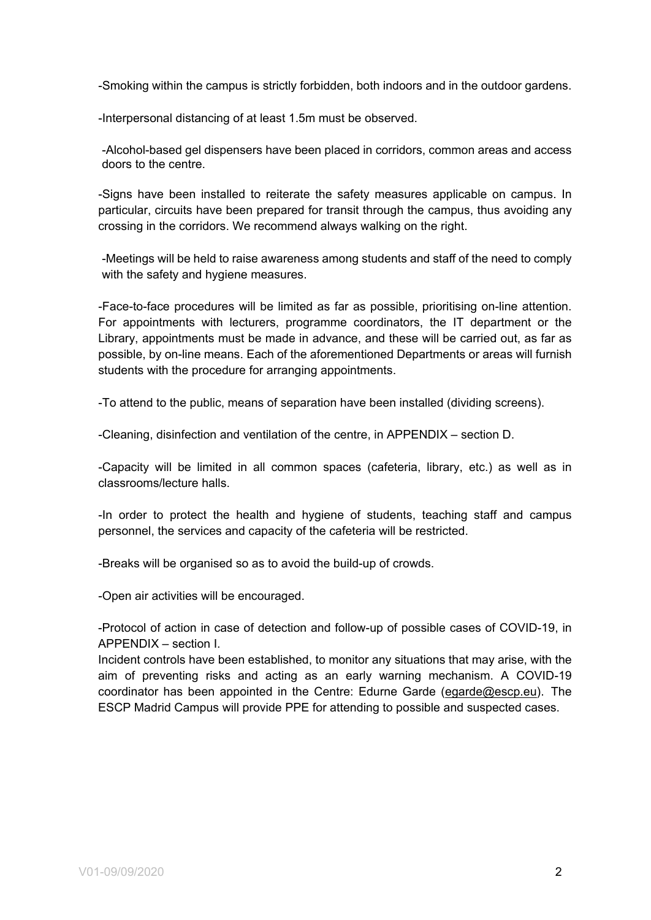-Smoking within the campus is strictly forbidden, both indoors and in the outdoor gardens.

-Interpersonal distancing of at least 1.5m must be observed.

-Alcohol-based gel dispensers have been placed in corridors, common areas and access doors to the centre.

-Signs have been installed to reiterate the safety measures applicable on campus. In particular, circuits have been prepared for transit through the campus, thus avoiding any crossing in the corridors. We recommend always walking on the right.

-Meetings will be held to raise awareness among students and staff of the need to comply with the safety and hygiene measures.

-Face-to-face procedures will be limited as far as possible, prioritising on-line attention. For appointments with lecturers, programme coordinators, the IT department or the Library, appointments must be made in advance, and these will be carried out, as far as possible, by on-line means. Each of the aforementioned Departments or areas will furnish students with the procedure for arranging appointments.

-To attend to the public, means of separation have been installed (dividing screens).

-Cleaning, disinfection and ventilation of the centre, in APPENDIX – section D.

-Capacity will be limited in all common spaces (cafeteria, library, etc.) as well as in classrooms/lecture halls.

-In order to protect the health and hygiene of students, teaching staff and campus personnel, the services and capacity of the cafeteria will be restricted.

-Breaks will be organised so as to avoid the build-up of crowds.

-Open air activities will be encouraged.

-Protocol of action in case of detection and follow-up of possible cases of COVID-19, in APPENDIX – section I.
Incident controls have been established, to monitor any situations that may arise, with the aim of preventing risks and acting as an early warning mechanism. A COVID-19 coordinator has been appointed in the Centre: Edurne Garde (egarde@escp.eu). The ESCP Madrid Campus will provide PPE for attending to possible and suspected cases.

V01-09/09/2020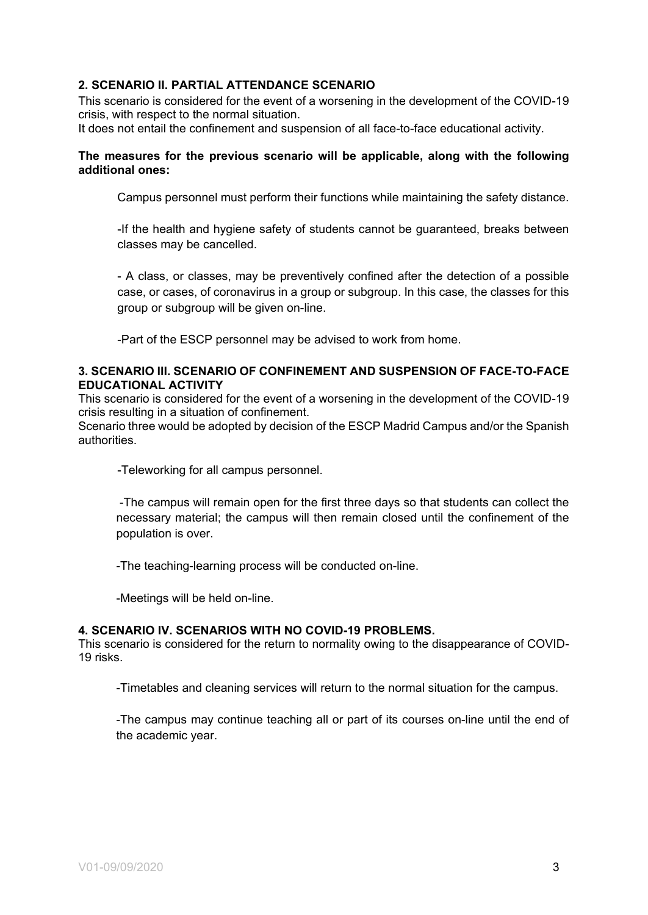## 2. SCENARIO II. PARTIAL ATTENDANCE SCENARIO

This scenario is considered for the event of a worsening in the development of the COVID-19 crisis, with respect to the normal situation.
It does not entail the confinement and suspension of all face-to-face educational activity.

**The measures for the previous scenario will be applicable, along with the following additional ones:**

Campus personnel must perform their functions while maintaining the safety distance.

-If the health and hygiene safety of students cannot be guaranteed, breaks between classes may be cancelled.

- A class, or classes, may be preventively confined after the detection of a possible case, or cases, of coronavirus in a group or subgroup. In this case, the classes for this group or subgroup will be given on-line.

-Part of the ESCP personnel may be advised to work from home.

## 3. SCENARIO III. SCENARIO OF CONFINEMENT AND SUSPENSION OF FACE-TO-FACE EDUCATIONAL ACTIVITY

This scenario is considered for the event of a worsening in the development of the COVID-19 crisis resulting in a situation of confinement.
Scenario three would be adopted by decision of the ESCP Madrid Campus and/or the Spanish authorities.

-Teleworking for all campus personnel.

-The campus will remain open for the first three days so that students can collect the necessary material; the campus will then remain closed until the confinement of the population is over.

-The teaching-learning process will be conducted on-line.

-Meetings will be held on-line.

## 4. SCENARIO IV. SCENARIOS WITH NO COVID-19 PROBLEMS.

This scenario is considered for the return to normality owing to the disappearance of COVID-19 risks.

-Timetables and cleaning services will return to the normal situation for the campus.

-The campus may continue teaching all or part of its courses on-line until the end of the academic year.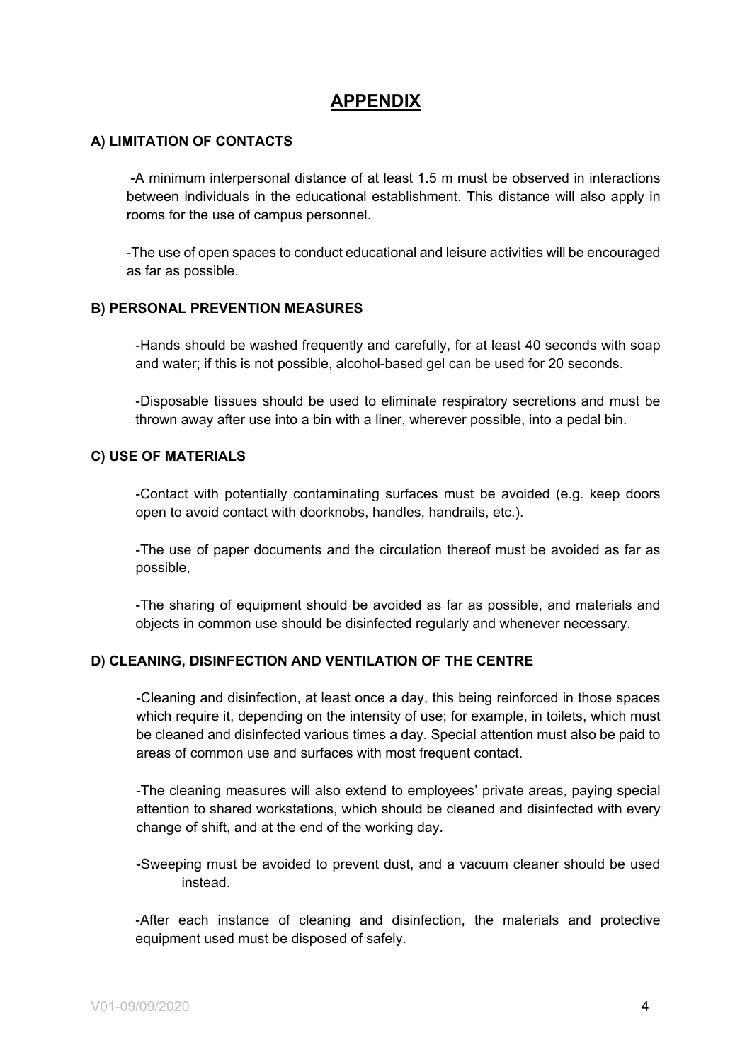# APPENDIX

### A) LIMITATION OF CONTACTS

-A minimum interpersonal distance of at least 1.5 m must be observed in interactions between individuals in the educational establishment. This distance will also apply in rooms for the use of campus personnel.

-The use of open spaces to conduct educational and leisure activities will be encouraged as far as possible.

### B) PERSONAL PREVENTION MEASURES

-Hands should be washed frequently and carefully, for at least 40 seconds with soap and water; if this is not possible, alcohol-based gel can be used for 20 seconds.

-Disposable tissues should be used to eliminate respiratory secretions and must be thrown away after use into a bin with a liner, wherever possible, into a pedal bin.

### C) USE OF MATERIALS

-Contact with potentially contaminating surfaces must be avoided (e.g. keep doors open to avoid contact with doorknobs, handles, handrails, etc.).

-The use of paper documents and the circulation thereof must be avoided as far as possible,

-The sharing of equipment should be avoided as far as possible, and materials and objects in common use should be disinfected regularly and whenever necessary.

### D) CLEANING, DISINFECTION AND VENTILATION OF THE CENTRE

-Cleaning and disinfection, at least once a day, this being reinforced in those spaces which require it, depending on the intensity of use; for example, in toilets, which must be cleaned and disinfected various times a day. Special attention must also be paid to areas of common use and surfaces with most frequent contact.

-The cleaning measures will also extend to employees' private areas, paying special attention to shared workstations, which should be cleaned and disinfected with every change of shift, and at the end of the working day.

-Sweeping must be avoided to prevent dust, and a vacuum cleaner should be used instead.

-After each instance of cleaning and disinfection, the materials and protective equipment used must be disposed of safely.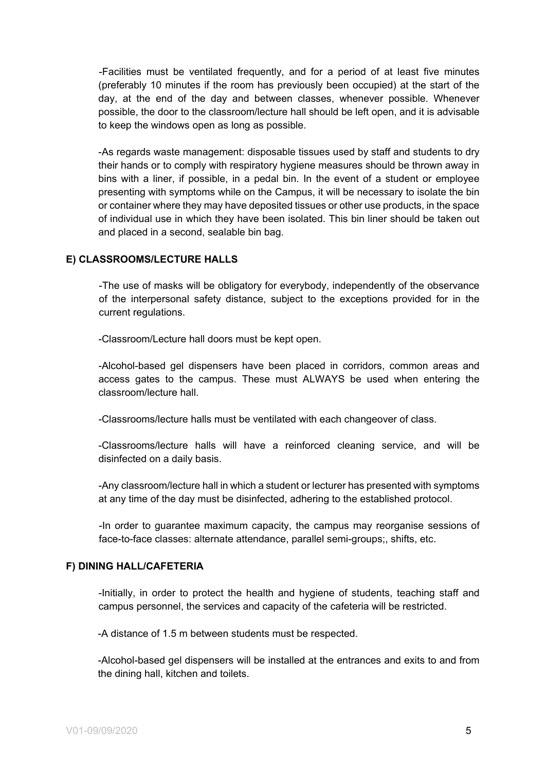-Facilities must be ventilated frequently, and for a period of at least five minutes (preferably 10 minutes if the room has previously been occupied) at the start of the day, at the end of the day and between classes, whenever possible. Whenever possible, the door to the classroom/lecture hall should be left open, and it is advisable to keep the windows open as long as possible.

-As regards waste management: disposable tissues used by staff and students to dry their hands or to comply with respiratory hygiene measures should be thrown away in bins with a liner, if possible, in a pedal bin. In the event of a student or employee presenting with symptoms while on the Campus, it will be necessary to isolate the bin or container where they may have deposited tissues or other use products, in the space of individual use in which they have been isolated. This bin liner should be taken out and placed in a second, sealable bin bag.

**E) CLASSROOMS/LECTURE HALLS**

-The use of masks will be obligatory for everybody, independently of the observance of the interpersonal safety distance, subject to the exceptions provided for in the current regulations.

-Classroom/Lecture hall doors must be kept open.

-Alcohol-based gel dispensers have been placed in corridors, common areas and access gates to the campus. These must ALWAYS be used when entering the classroom/lecture hall.

-Classrooms/lecture halls must be ventilated with each changeover of class.

-Classrooms/lecture halls will have a reinforced cleaning service, and will be disinfected on a daily basis.

-Any classroom/lecture hall in which a student or lecturer has presented with symptoms at any time of the day must be disinfected, adhering to the established protocol.

-In order to guarantee maximum capacity, the campus may reorganise sessions of face-to-face classes: alternate attendance, parallel semi-groups;, shifts, etc.

**F) DINING HALL/CAFETERIA**

-Initially, in order to protect the health and hygiene of students, teaching staff and campus personnel, the services and capacity of the cafeteria will be restricted.

-A distance of 1.5 m between students must be respected.

-Alcohol-based gel dispensers will be installed at the entrances and exits to and from the dining hall, kitchen and toilets.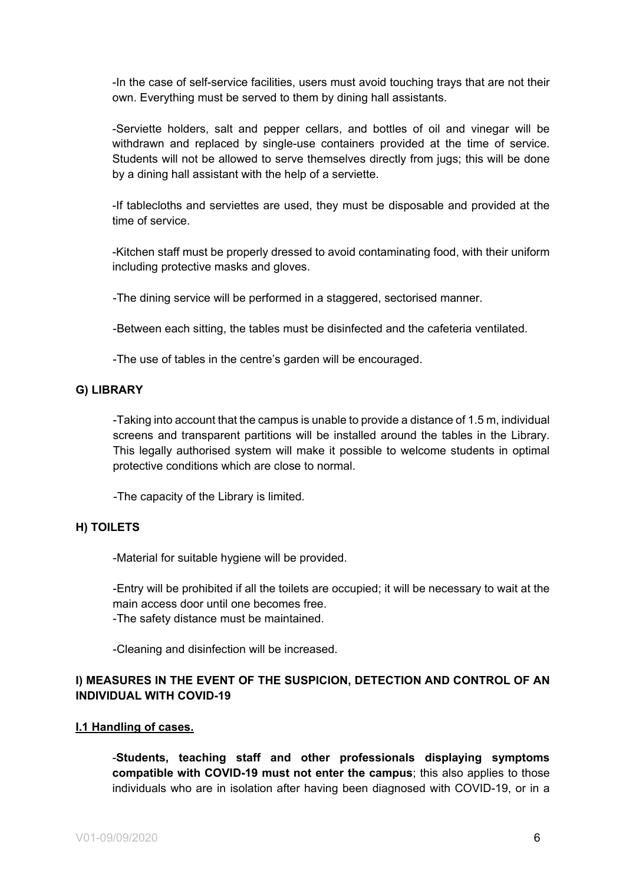-In the case of self-service facilities, users must avoid touching trays that are not their own. Everything must be served to them by dining hall assistants.

-Serviette holders, salt and pepper cellars, and bottles of oil and vinegar will be withdrawn and replaced by single-use containers provided at the time of service. Students will not be allowed to serve themselves directly from jugs; this will be done by a dining hall assistant with the help of a serviette.

-If tablecloths and serviettes are used, they must be disposable and provided at the time of service.

-Kitchen staff must be properly dressed to avoid contaminating food, with their uniform including protective masks and gloves.

-The dining service will be performed in a staggered, sectorised manner.

-Between each sitting, the tables must be disinfected and the cafeteria ventilated.

-The use of tables in the centre's garden will be encouraged.

### G) LIBRARY

-Taking into account that the campus is unable to provide a distance of 1.5 m, individual screens and transparent partitions will be installed around the tables in the Library. This legally authorised system will make it possible to welcome students in optimal protective conditions which are close to normal.

-The capacity of the Library is limited.

### H) TOILETS

-Material for suitable hygiene will be provided.

-Entry will be prohibited if all the toilets are occupied; it will be necessary to wait at the main access door until one becomes free.
-The safety distance must be maintained.

-Cleaning and disinfection will be increased.

### I) MEASURES IN THE EVENT OF THE SUSPICION, DETECTION AND CONTROL OF AN INDIVIDUAL WITH COVID-19

#### I.1 Handling of cases.

-**Students, teaching staff and other professionals displaying symptoms compatible with COVID-19 must not enter the campus**; this also applies to those individuals who are in isolation after having been diagnosed with COVID-19, or in a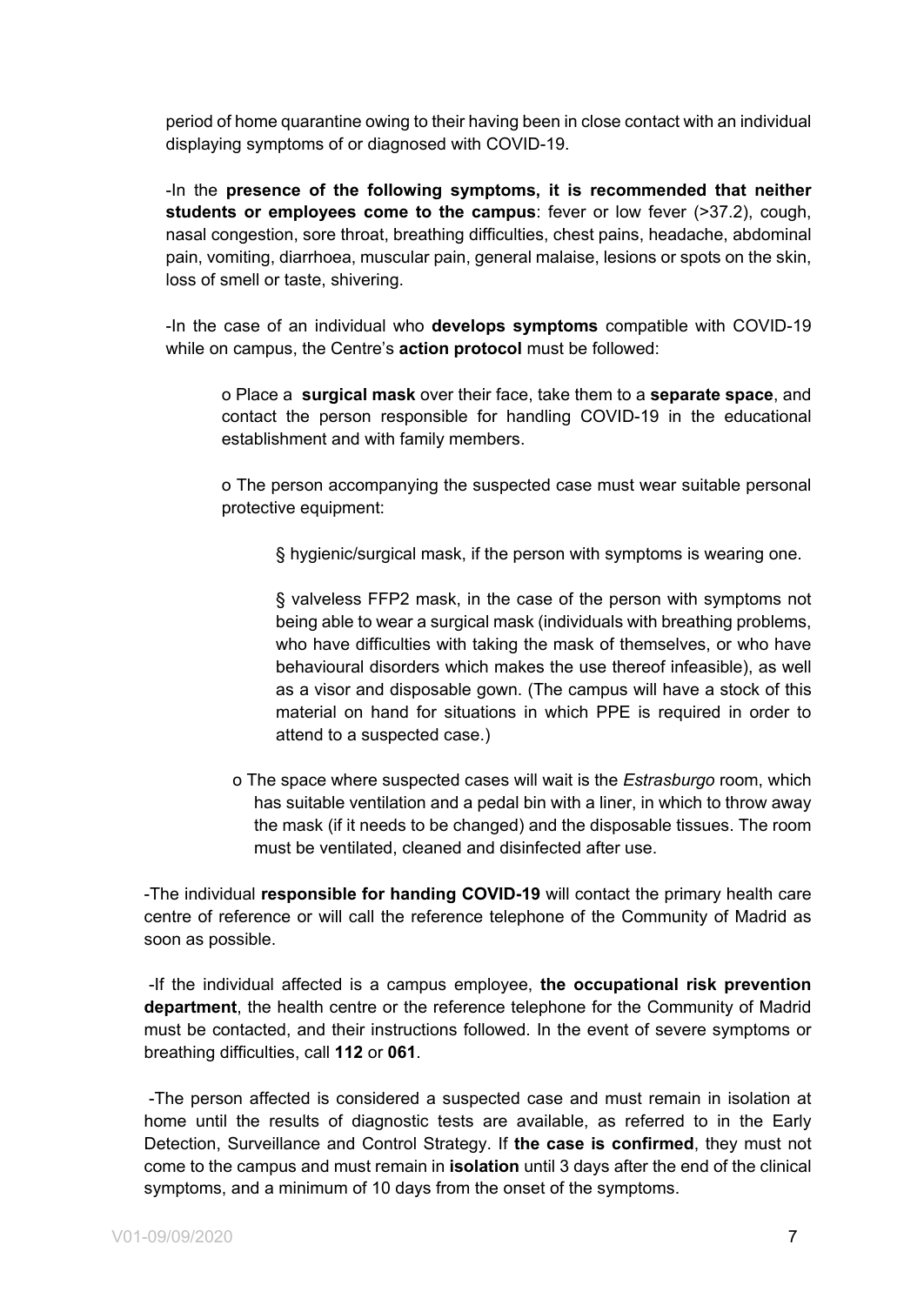period of home quarantine owing to their having been in close contact with an individual displaying symptoms of or diagnosed with COVID-19.

-In the **presence of the following symptoms, it is recommended that neither students or employees come to the campus**: fever or low fever (>37.2), cough, nasal congestion, sore throat, breathing difficulties, chest pains, headache, abdominal pain, vomiting, diarrhoea, muscular pain, general malaise, lesions or spots on the skin, loss of smell or taste, shivering.

-In the case of an individual who **develops symptoms** compatible with COVID-19 while on campus, the Centre's **action protocol** must be followed:

- o Place a **surgical mask** over their face, take them to a **separate space**, and contact the person responsible for handling COVID-19 in the educational establishment and with family members.
- o The person accompanying the suspected case must wear suitable personal protective equipment:
  - § hygienic/surgical mask, if the person with symptoms is wearing one.
  - § valveless FFP2 mask, in the case of the person with symptoms not being able to wear a surgical mask (individuals with breathing problems, who have difficulties with taking the mask of themselves, or who have behavioural disorders which makes the use thereof infeasible), as well as a visor and disposable gown. (The campus will have a stock of this material on hand for situations in which PPE is required in order to attend to a suspected case.)
- o The space where suspected cases will wait is the *Estrasburgo* room, which has suitable ventilation and a pedal bin with a liner, in which to throw away the mask (if it needs to be changed) and the disposable tissues. The room must be ventilated, cleaned and disinfected after use.

-The individual **responsible for handing COVID-19** will contact the primary health care centre of reference or will call the reference telephone of the Community of Madrid as soon as possible.

-If the individual affected is a campus employee, **the occupational risk prevention department**, the health centre or the reference telephone for the Community of Madrid must be contacted, and their instructions followed. In the event of severe symptoms or breathing difficulties, call **112** or **061**.

-The person affected is considered a suspected case and must remain in isolation at home until the results of diagnostic tests are available, as referred to in the Early Detection, Surveillance and Control Strategy. If **the case is confirmed**, they must not come to the campus and must remain in **isolation** until 3 days after the end of the clinical symptoms, and a minimum of 10 days from the onset of the symptoms.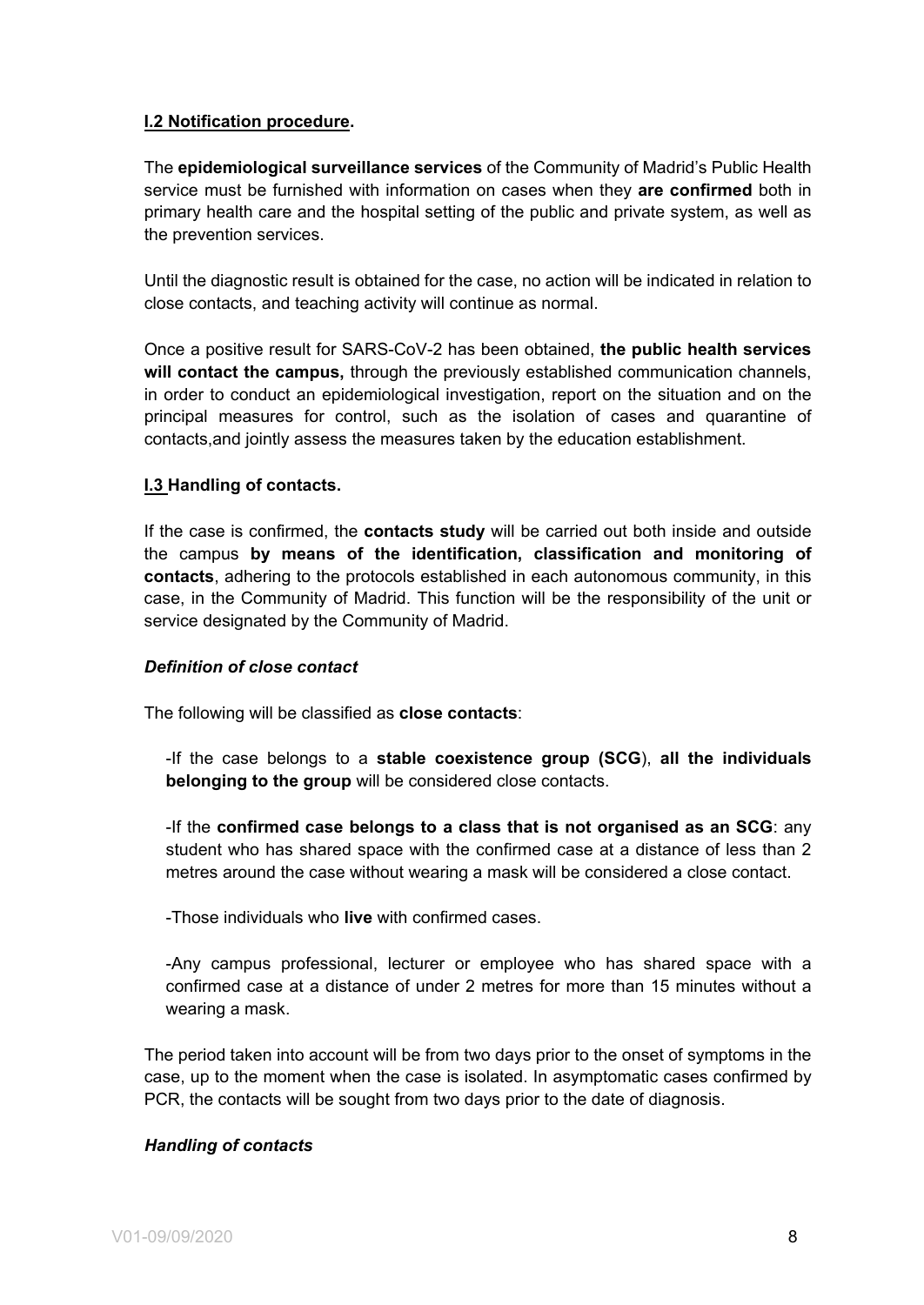**I.2 Notification procedure.**

The **epidemiological surveillance services** of the Community of Madrid's Public Health service must be furnished with information on cases when they **are confirmed** both in primary health care and the hospital setting of the public and private system, as well as the prevention services.

Until the diagnostic result is obtained for the case, no action will be indicated in relation to close contacts, and teaching activity will continue as normal.

Once a positive result for SARS-CoV-2 has been obtained, **the public health services will contact the campus,** through the previously established communication channels, in order to conduct an epidemiological investigation, report on the situation and on the principal measures for control, such as the isolation of cases and quarantine of contacts,and jointly assess the measures taken by the education establishment.

**I.3 Handling of contacts.**

If the case is confirmed, the **contacts study** will be carried out both inside and outside the campus **by means of the identification, classification and monitoring of contacts**, adhering to the protocols established in each autonomous community, in this case, in the Community of Madrid. This function will be the responsibility of the unit or service designated by the Community of Madrid.

***Definition of close contact***

The following will be classified as **close contacts**:

-If the case belongs to a **stable coexistence group (SCG**), **all the individuals belonging to the group** will be considered close contacts.

-If the **confirmed case belongs to a class that is not organised as an SCG**: any student who has shared space with the confirmed case at a distance of less than 2 metres around the case without wearing a mask will be considered a close contact.

-Those individuals who **live** with confirmed cases.

-Any campus professional, lecturer or employee who has shared space with a confirmed case at a distance of under 2 metres for more than 15 minutes without a wearing a mask.

The period taken into account will be from two days prior to the onset of symptoms in the case, up to the moment when the case is isolated. In asymptomatic cases confirmed by PCR, the contacts will be sought from two days prior to the date of diagnosis.

***Handling of contacts***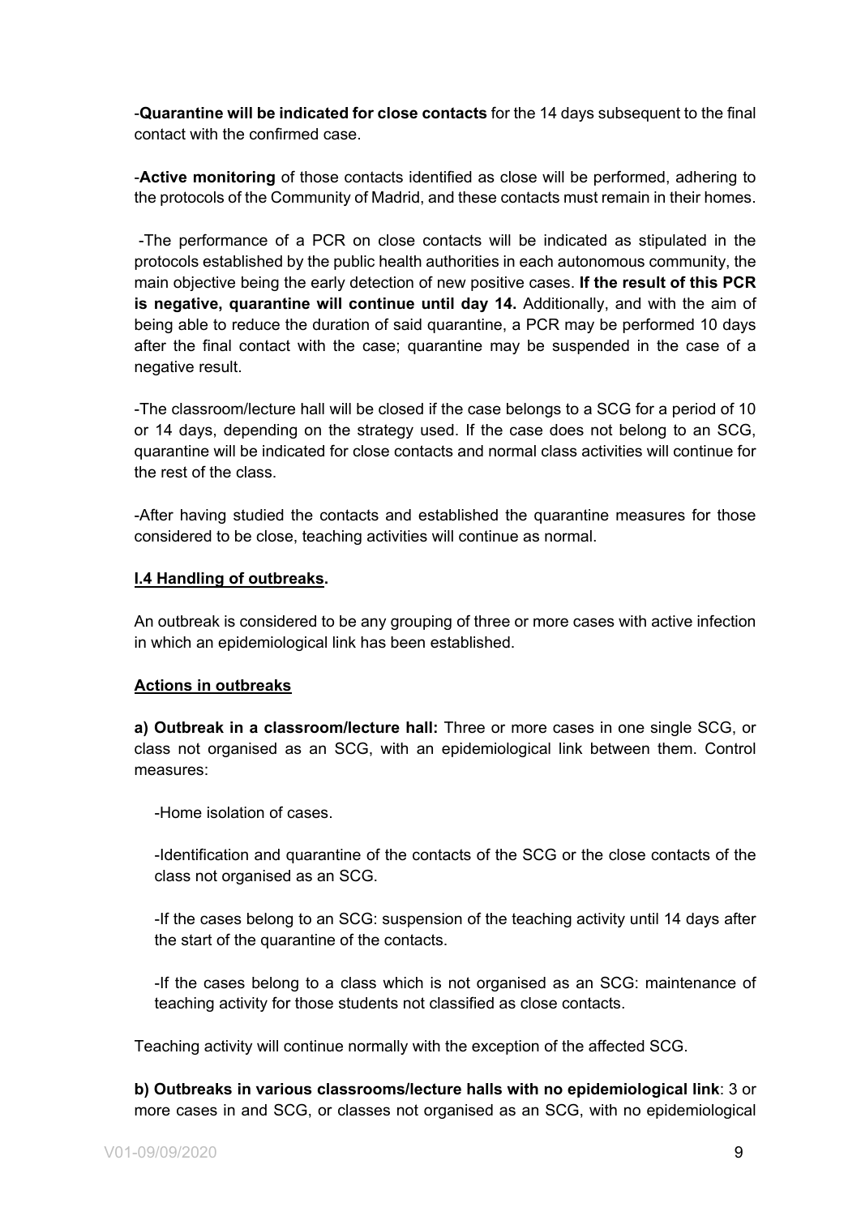-**Quarantine will be indicated for close contacts** for the 14 days subsequent to the final contact with the confirmed case.

-**Active monitoring** of those contacts identified as close will be performed, adhering to the protocols of the Community of Madrid, and these contacts must remain in their homes.

-The performance of a PCR on close contacts will be indicated as stipulated in the protocols established by the public health authorities in each autonomous community, the main objective being the early detection of new positive cases. **If the result of this PCR is negative, quarantine will continue until day 14.** Additionally, and with the aim of being able to reduce the duration of said quarantine, a PCR may be performed 10 days after the final contact with the case; quarantine may be suspended in the case of a negative result.

-The classroom/lecture hall will be closed if the case belongs to a SCG for a period of 10 or 14 days, depending on the strategy used. If the case does not belong to an SCG, quarantine will be indicated for close contacts and normal class activities will continue for the rest of the class.

-After having studied the contacts and established the quarantine measures for those considered to be close, teaching activities will continue as normal.

### **I.4 Handling of outbreaks.**

An outbreak is considered to be any grouping of three or more cases with active infection in which an epidemiological link has been established.

#### **Actions in outbreaks**

**a) Outbreak in a classroom/lecture hall:** Three or more cases in one single SCG, or class not organised as an SCG, with an epidemiological link between them. Control measures:

-Home isolation of cases.

-Identification and quarantine of the contacts of the SCG or the close contacts of the class not organised as an SCG.

-If the cases belong to an SCG: suspension of the teaching activity until 14 days after the start of the quarantine of the contacts.

-If the cases belong to a class which is not organised as an SCG: maintenance of teaching activity for those students not classified as close contacts.

Teaching activity will continue normally with the exception of the affected SCG.

**b) Outbreaks in various classrooms/lecture halls with no epidemiological link**: 3 or more cases in and SCG, or classes not organised as an SCG, with no epidemiological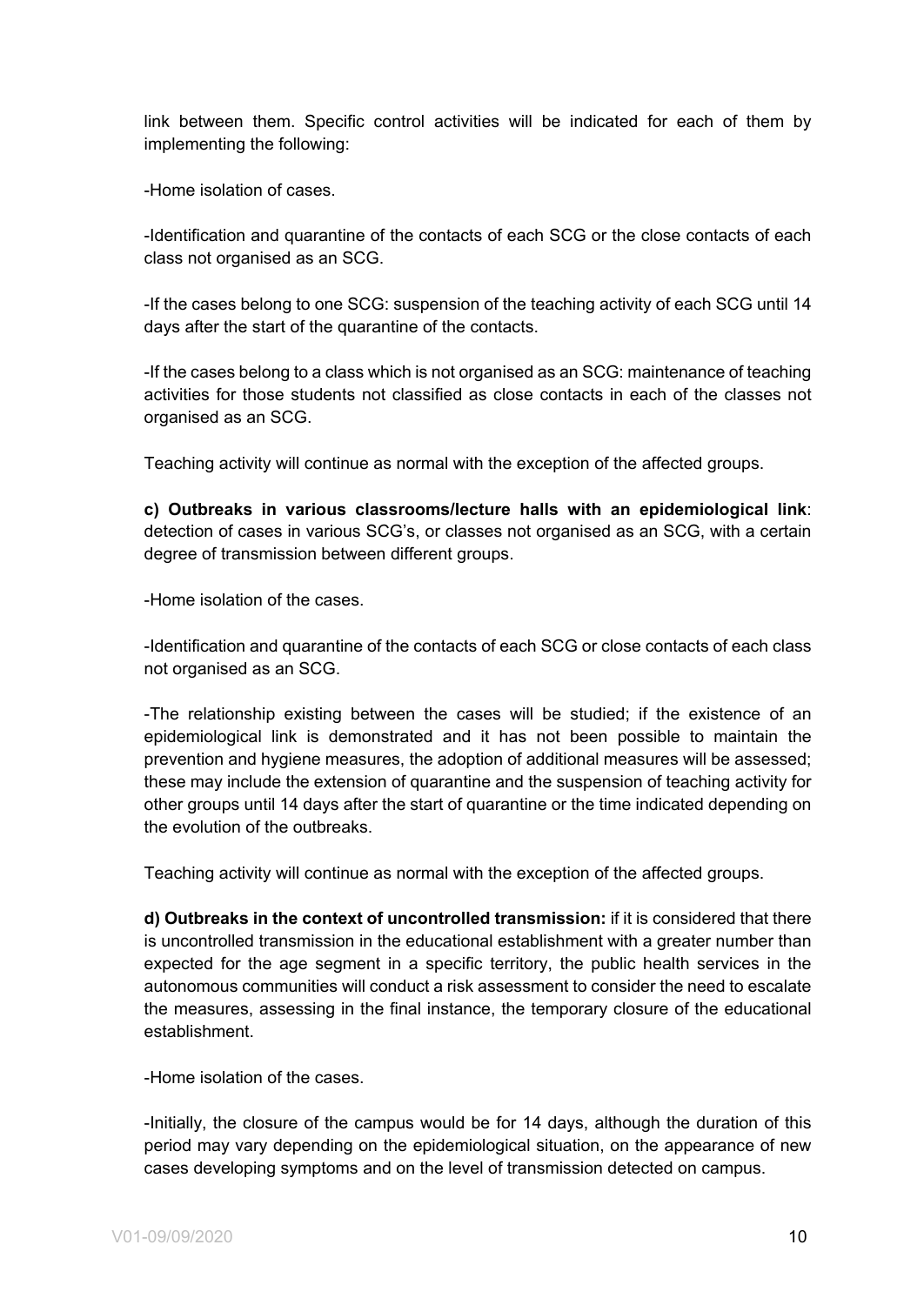link between them. Specific control activities will be indicated for each of them by implementing the following:

-Home isolation of cases.

-Identification and quarantine of the contacts of each SCG or the close contacts of each class not organised as an SCG.

-If the cases belong to one SCG: suspension of the teaching activity of each SCG until 14 days after the start of the quarantine of the contacts.

-If the cases belong to a class which is not organised as an SCG: maintenance of teaching activities for those students not classified as close contacts in each of the classes not organised as an SCG.

Teaching activity will continue as normal with the exception of the affected groups.

**c) Outbreaks in various classrooms/lecture halls with an epidemiological link**: detection of cases in various SCG's, or classes not organised as an SCG, with a certain degree of transmission between different groups.

-Home isolation of the cases.

-Identification and quarantine of the contacts of each SCG or close contacts of each class not organised as an SCG.

-The relationship existing between the cases will be studied; if the existence of an epidemiological link is demonstrated and it has not been possible to maintain the prevention and hygiene measures, the adoption of additional measures will be assessed; these may include the extension of quarantine and the suspension of teaching activity for other groups until 14 days after the start of quarantine or the time indicated depending on the evolution of the outbreaks.

Teaching activity will continue as normal with the exception of the affected groups.

**d) Outbreaks in the context of uncontrolled transmission:** if it is considered that there is uncontrolled transmission in the educational establishment with a greater number than expected for the age segment in a specific territory, the public health services in the autonomous communities will conduct a risk assessment to consider the need to escalate the measures, assessing in the final instance, the temporary closure of the educational establishment.

-Home isolation of the cases.

-Initially, the closure of the campus would be for 14 days, although the duration of this period may vary depending on the epidemiological situation, on the appearance of new cases developing symptoms and on the level of transmission detected on campus.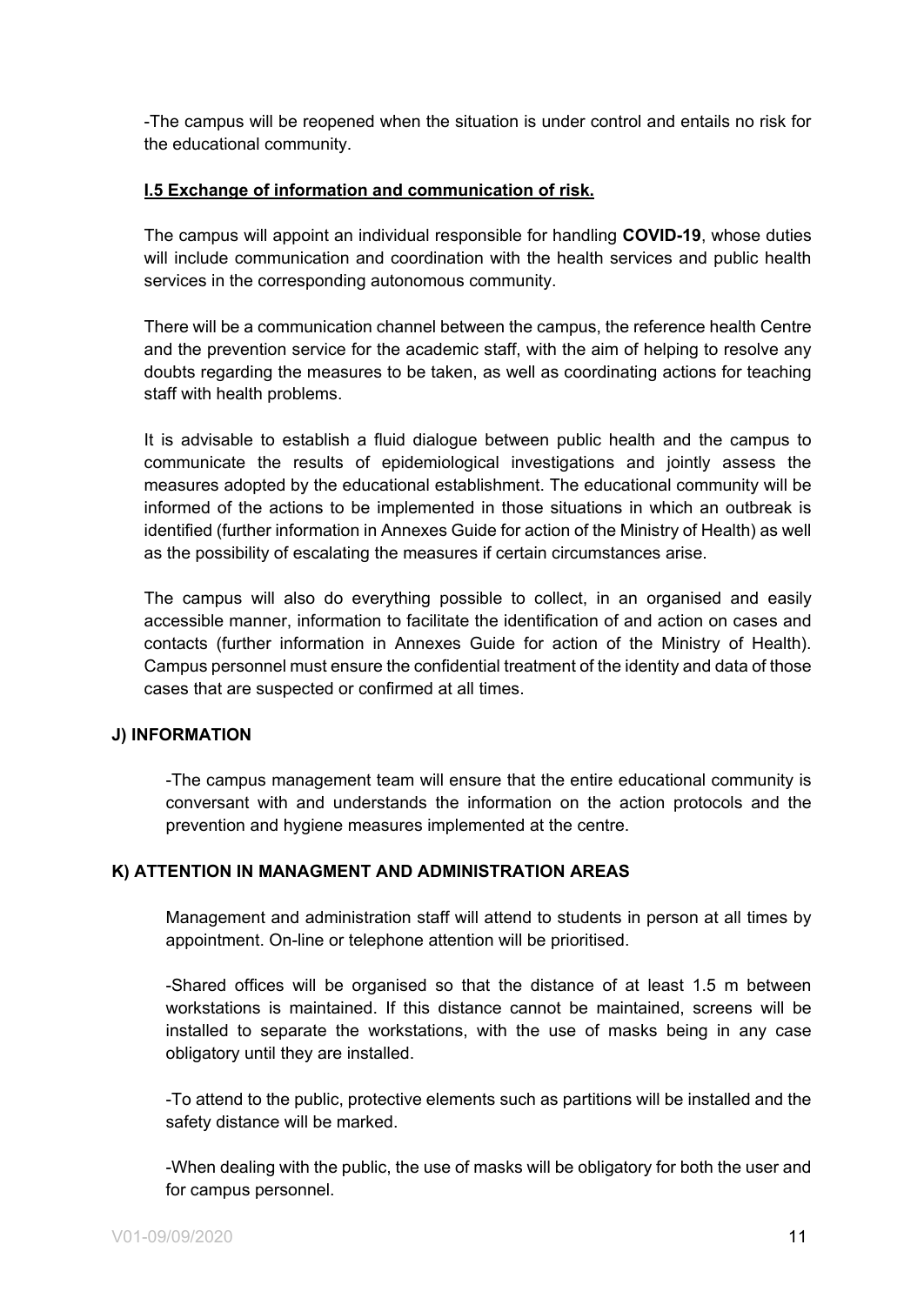-The campus will be reopened when the situation is under control and entails no risk for the educational community.

### I.5 Exchange of information and communication of risk.

The campus will appoint an individual responsible for handling **COVID-19**, whose duties will include communication and coordination with the health services and public health services in the corresponding autonomous community.

There will be a communication channel between the campus, the reference health Centre and the prevention service for the academic staff, with the aim of helping to resolve any doubts regarding the measures to be taken, as well as coordinating actions for teaching staff with health problems.

It is advisable to establish a fluid dialogue between public health and the campus to communicate the results of epidemiological investigations and jointly assess the measures adopted by the educational establishment. The educational community will be informed of the actions to be implemented in those situations in which an outbreak is identified (further information in Annexes Guide for action of the Ministry of Health) as well as the possibility of escalating the measures if certain circumstances arise.

The campus will also do everything possible to collect, in an organised and easily accessible manner, information to facilitate the identification of and action on cases and contacts (further information in Annexes Guide for action of the Ministry of Health). Campus personnel must ensure the confidential treatment of the identity and data of those cases that are suspected or confirmed at all times.

## J) INFORMATION

-The campus management team will ensure that the entire educational community is conversant with and understands the information on the action protocols and the prevention and hygiene measures implemented at the centre.

## K) ATTENTION IN MANAGMENT AND ADMINISTRATION AREAS

Management and administration staff will attend to students in person at all times by appointment. On-line or telephone attention will be prioritised.

-Shared offices will be organised so that the distance of at least 1.5 m between workstations is maintained. If this distance cannot be maintained, screens will be installed to separate the workstations, with the use of masks being in any case obligatory until they are installed.

-To attend to the public, protective elements such as partitions will be installed and the safety distance will be marked.

-When dealing with the public, the use of masks will be obligatory for both the user and for campus personnel.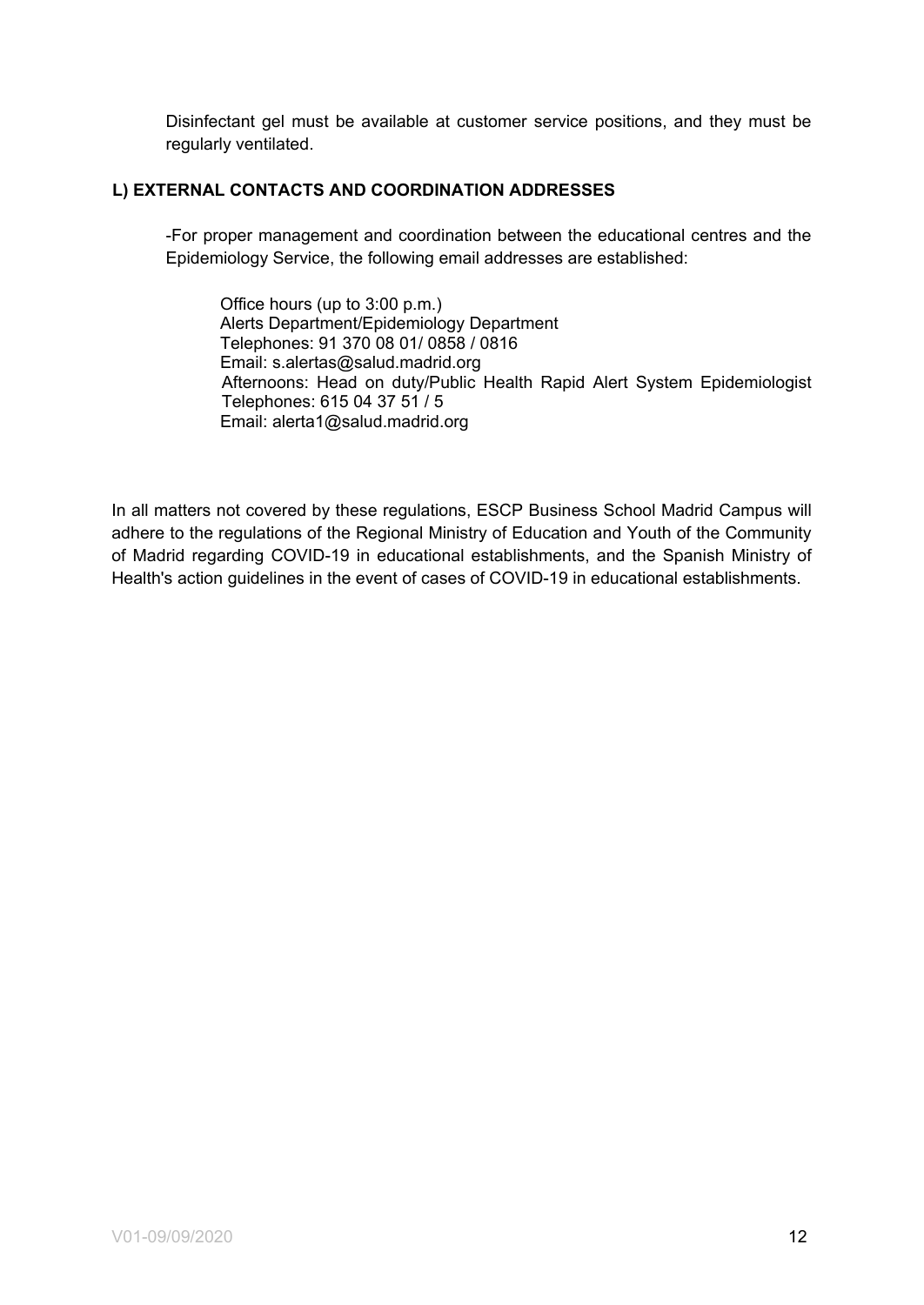Disinfectant gel must be available at customer service positions, and they must be regularly ventilated.

## L) EXTERNAL CONTACTS AND COORDINATION ADDRESSES

-For proper management and coordination between the educational centres and the Epidemiology Service, the following email addresses are established:

Office hours (up to 3:00 p.m.)
Alerts Department/Epidemiology Department
Telephones: 91 370 08 01/ 0858 / 0816
Email: s.alertas@salud.madrid.org
Afternoons: Head on duty/Public Health Rapid Alert System Epidemiologist
Telephones: 615 04 37 51 / 5
Email: alerta1@salud.madrid.org

In all matters not covered by these regulations, ESCP Business School Madrid Campus will adhere to the regulations of the Regional Ministry of Education and Youth of the Community of Madrid regarding COVID-19 in educational establishments, and the Spanish Ministry of Health's action guidelines in the event of cases of COVID-19 in educational establishments.